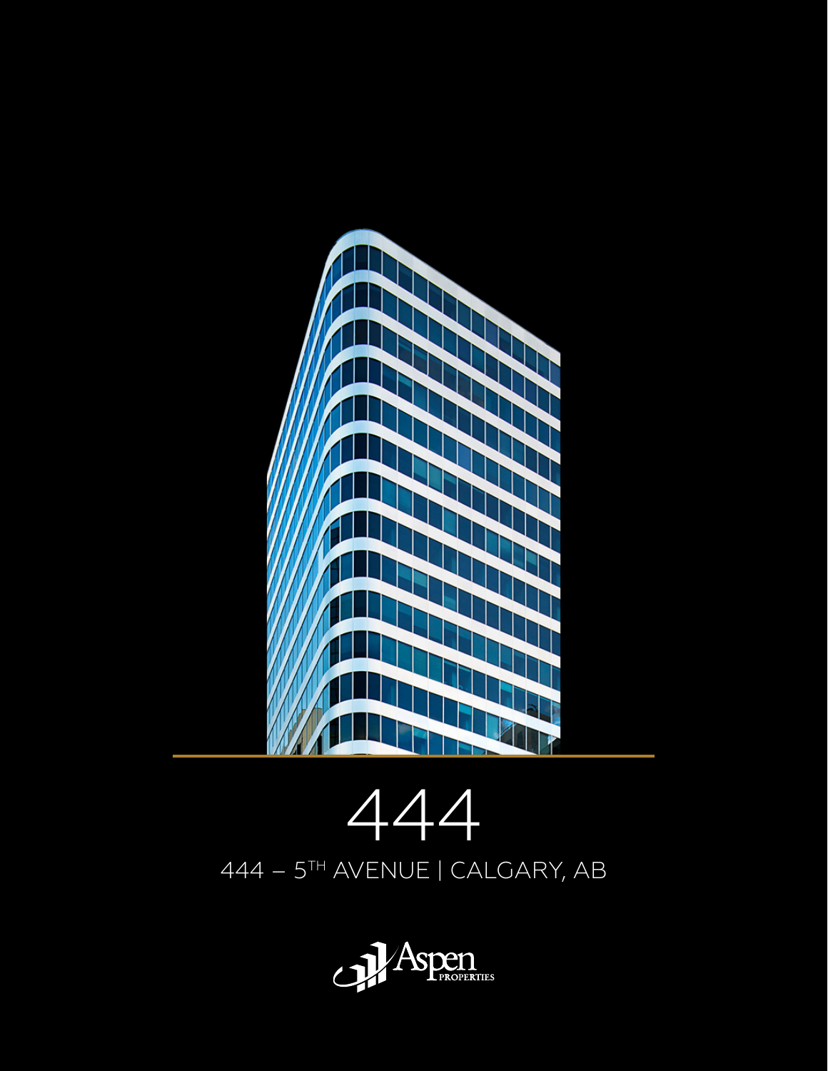# 444

444 – 5TH AVENUE | CALGARY, AB

Aspen PROPERTIES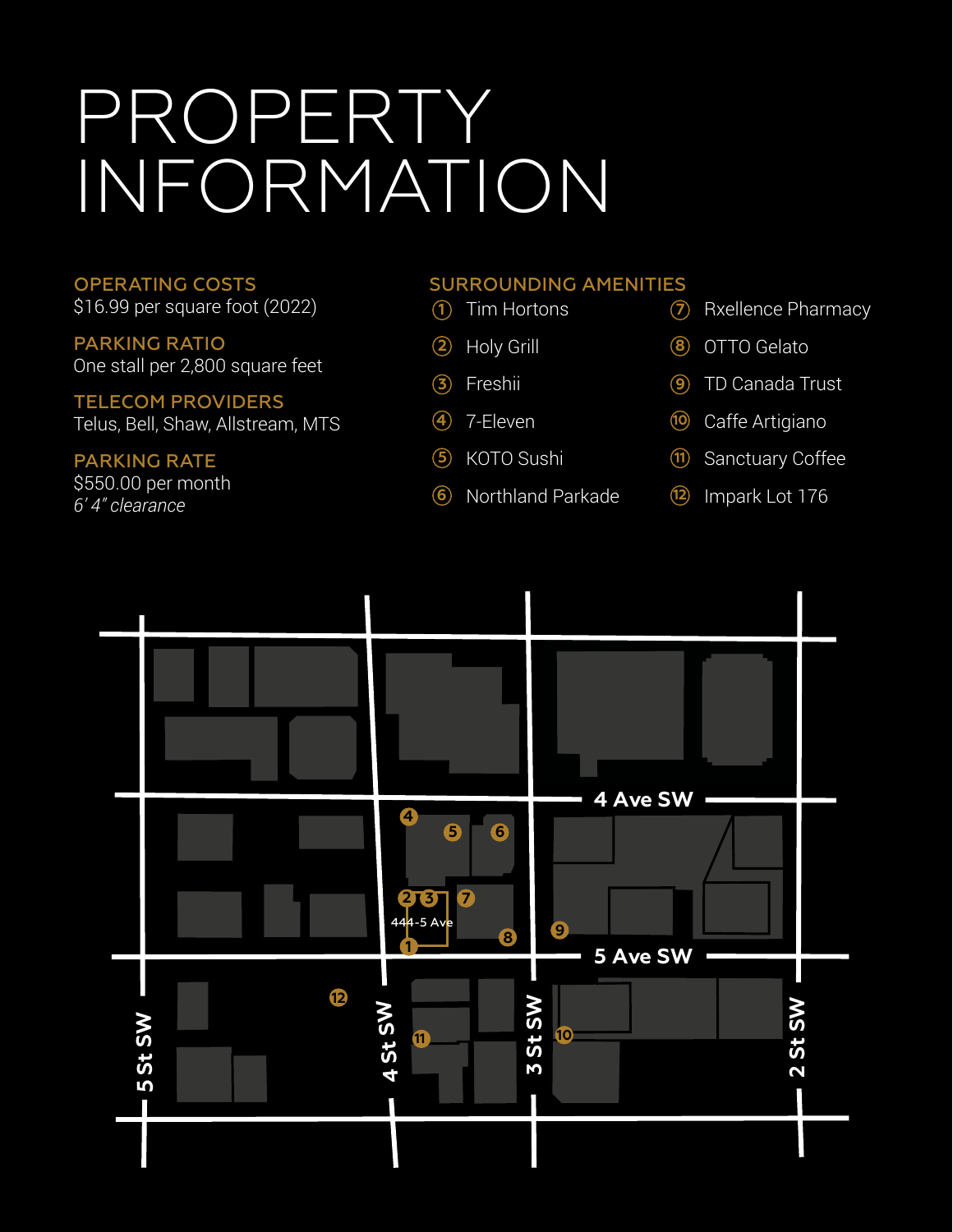# PROPERTY INFORMATION

## OPERATING COSTS
$16.99 per square foot (2022)

## PARKING RATIO
One stall per 2,800 square feet

## TELECOM PROVIDERS
Telus, Bell, Shaw, Allstream, MTS

## PARKING RATE
$550.00 per month
*6' 4" clearance*

## SURROUNDING AMENITIES

1. Tim Hortons
2. Holy Grill
3. Freshii
4. 7-Eleven
5. KOTO Sushi
6. Northland Parkade
7. Rxellence Pharmacy
8. OTTO Gelato
9. TD Canada Trust
10. Caffe Artigiano
11. Sanctuary Coffee
12. Impark Lot 176

4 Ave SW
5 Ave SW
5 St SW
4 St SW
3 St SW
2 St SW
444-5 Ave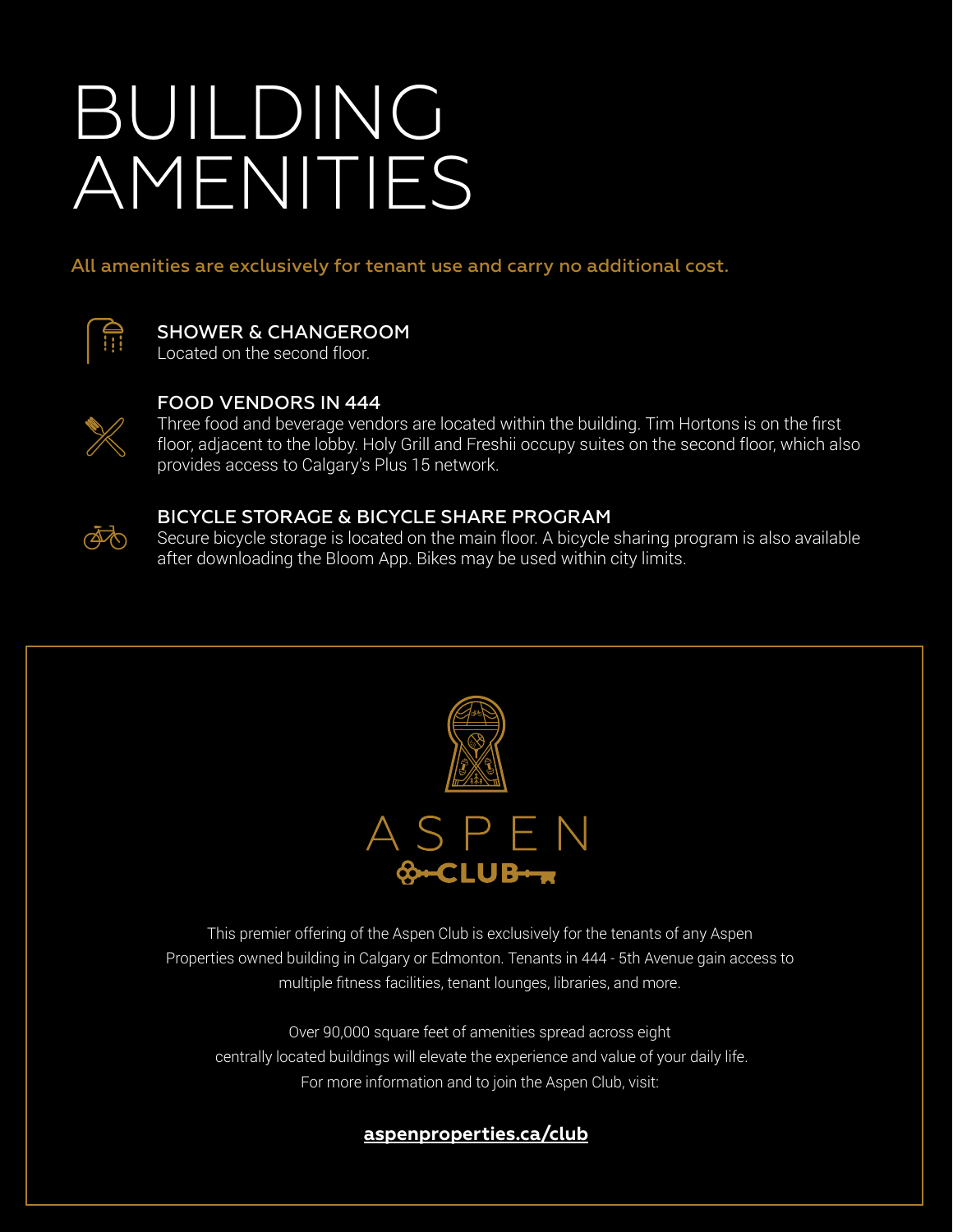# BUILDING AMENITIES

All amenities are exclusively for tenant use and carry no additional cost.

### SHOWER & CHANGEROOM

Located on the second floor.

### FOOD VENDORS IN 444

Three food and beverage vendors are located within the building. Tim Hortons is on the first floor, adjacent to the lobby. Holy Grill and Freshii occupy suites on the second floor, which also provides access to Calgary's Plus 15 network.

### BICYCLE STORAGE & BICYCLE SHARE PROGRAM

Secure bicycle storage is located on the main floor. A bicycle sharing program is also available after downloading the Bloom App. Bikes may be used within city limits.

## ASPEN CLUB

This premier offering of the Aspen Club is exclusively for the tenants of any Aspen Properties owned building in Calgary or Edmonton. Tenants in 444 - 5th Avenue gain access to multiple fitness facilities, tenant lounges, libraries, and more.

Over 90,000 square feet of amenities spread across eight centrally located buildings will elevate the experience and value of your daily life. For more information and to join the Aspen Club, visit:

**aspenproperties.ca/club**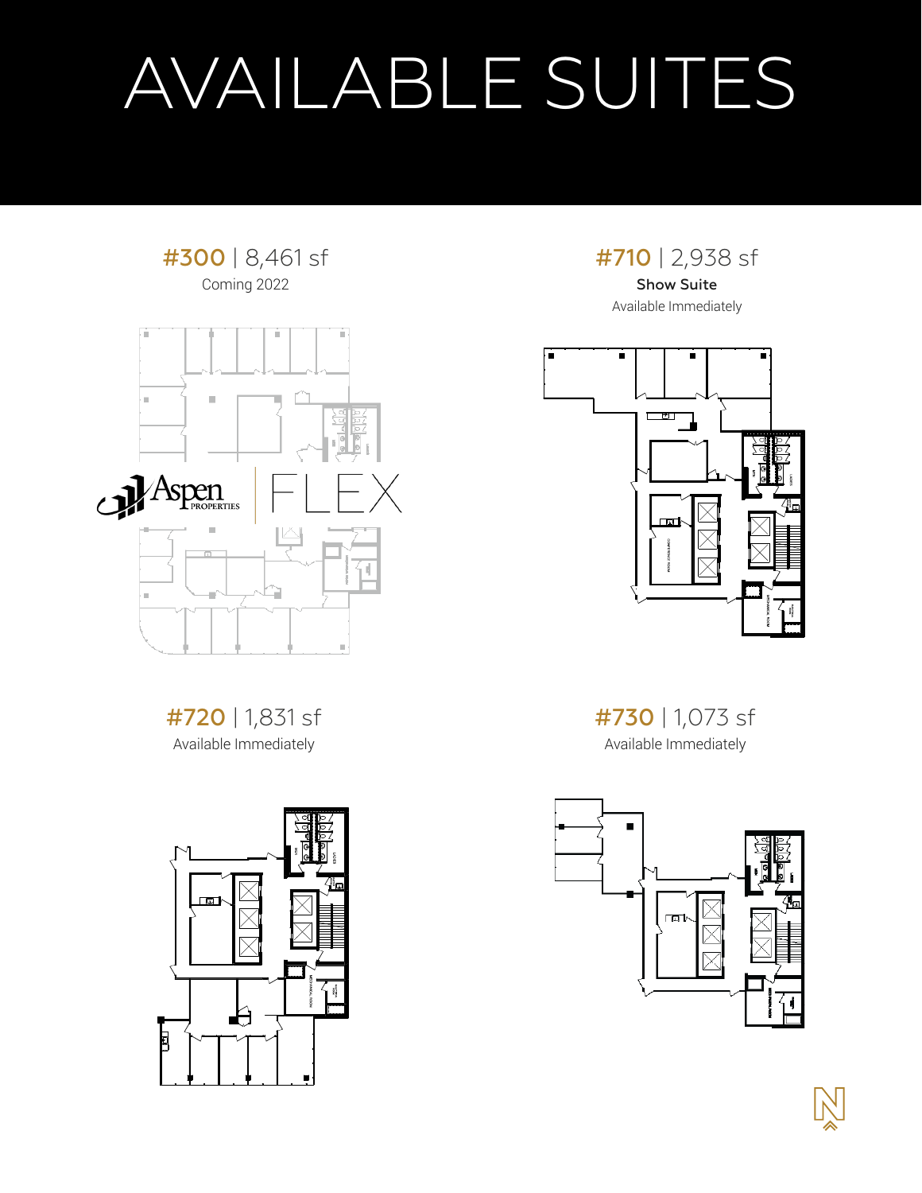# AVAILABLE SUITES

## #300 | 8,461 sf

Coming 2022

Aspen PROPERTIES | FLEX

## #710 | 2,938 sf

**Show Suite**

Available Immediately

## #720 | 1,831 sf

Available Immediately

## #730 | 1,073 sf

Available Immediately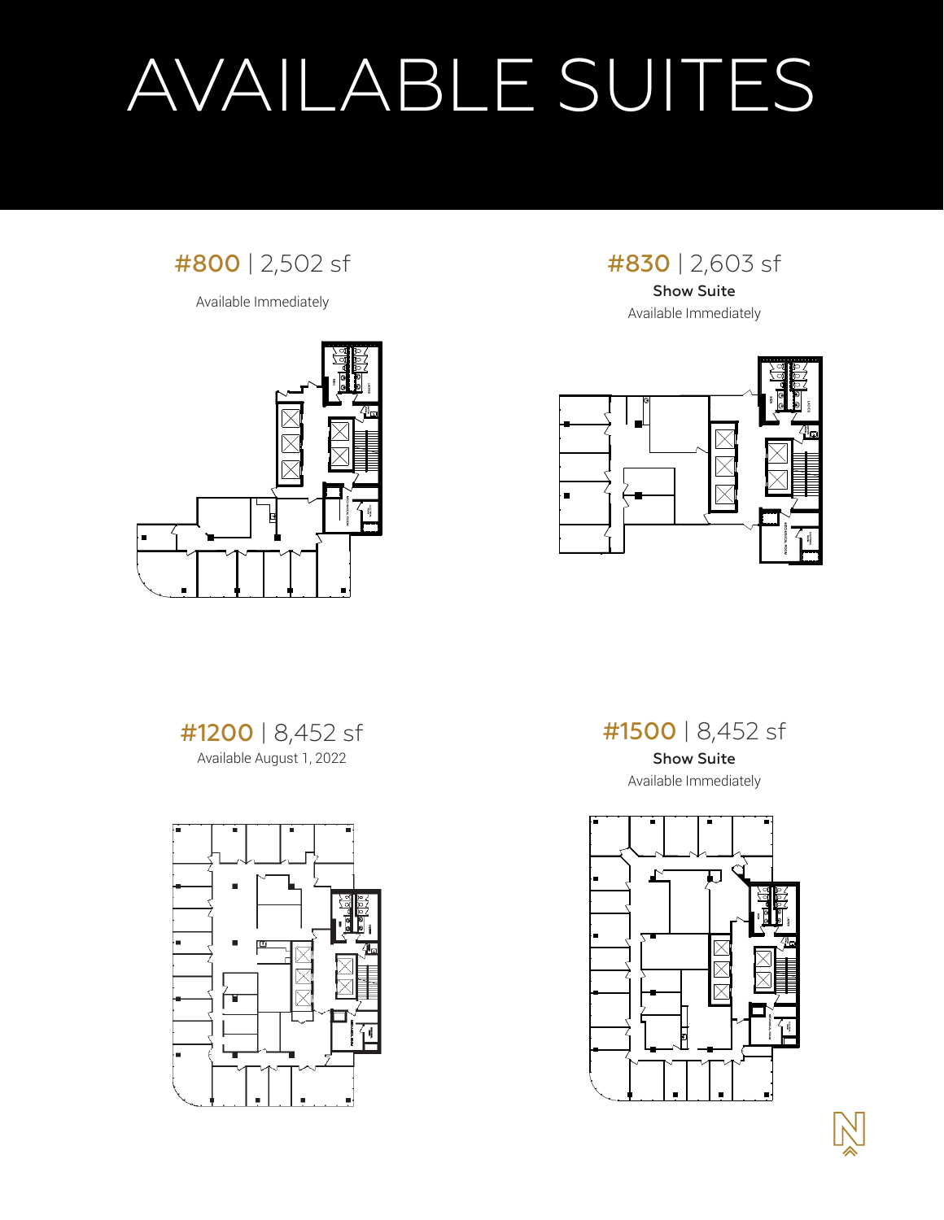# AVAILABLE SUITES

**#800** | 2,502 sf

Available Immediately

**#830** | 2,603 sf

**Show Suite**

Available Immediately

**#1200** | 8,452 sf

Available August 1, 2022

**#1500** | 8,452 sf

**Show Suite**

Available Immediately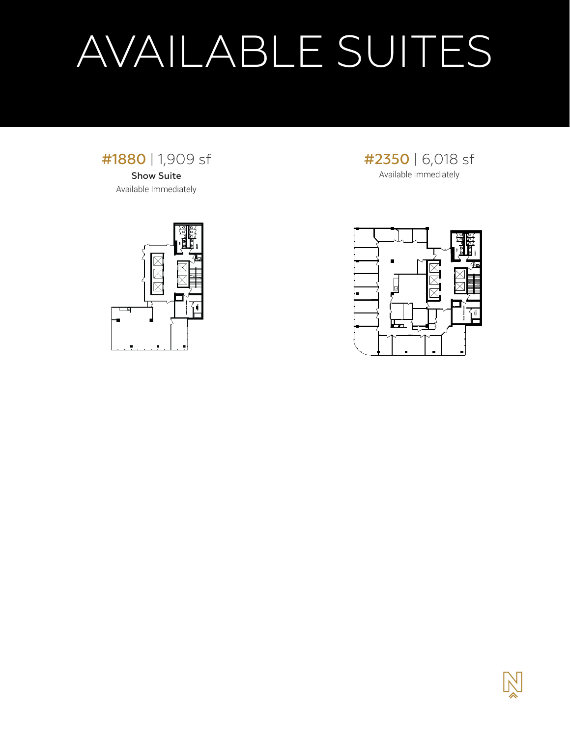# AVAILABLE SUITES

**#1880** | 1,909 sf

**Show Suite**

Available Immediately

**#2350** | 6,018 sf

Available Immediately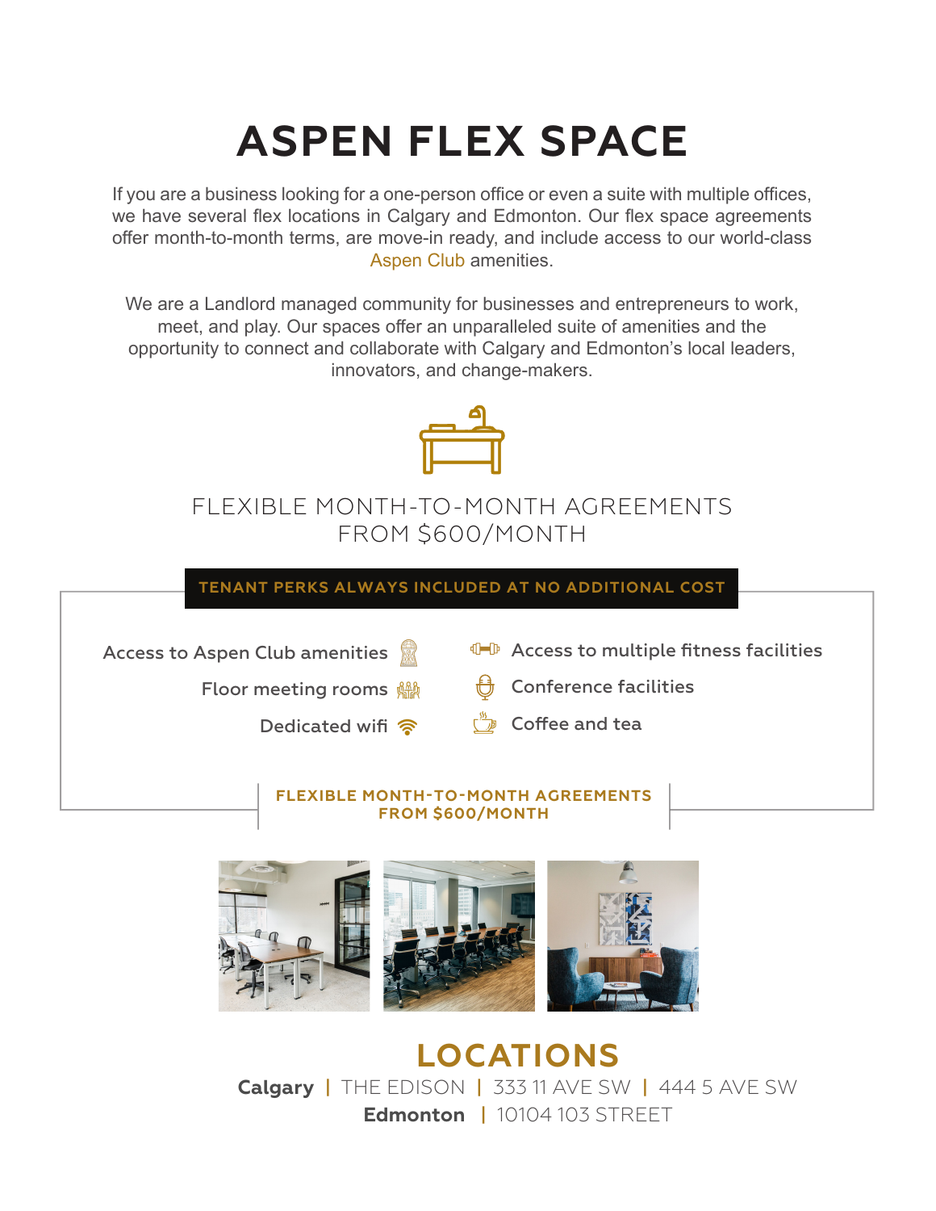# ASPEN FLEX SPACE

If you are a business looking for a one-person office or even a suite with multiple offices, we have several flex locations in Calgary and Edmonton. Our flex space agreements offer month-to-month terms, are move-in ready, and include access to our world-class Aspen Club amenities.

We are a Landlord managed community for businesses and entrepreneurs to work, meet, and play. Our spaces offer an unparalleled suite of amenities and the opportunity to connect and collaborate with Calgary and Edmonton's local leaders, innovators, and change-makers.

FLEXIBLE MONTH-TO-MONTH AGREEMENTS
FROM $600/MONTH

**TENANT PERKS ALWAYS INCLUDED AT NO ADDITIONAL COST**

- Access to Aspen Club amenities
- Floor meeting rooms
- Dedicated wifi
- Access to multiple fitness facilities
- Conference facilities
- Coffee and tea

**FLEXIBLE MONTH-TO-MONTH AGREEMENTS
FROM $600/MONTH**

## LOCATIONS

**Calgary** | THE EDISON | 333 11 AVE SW | 444 5 AVE SW

**Edmonton** | 10104 103 STREET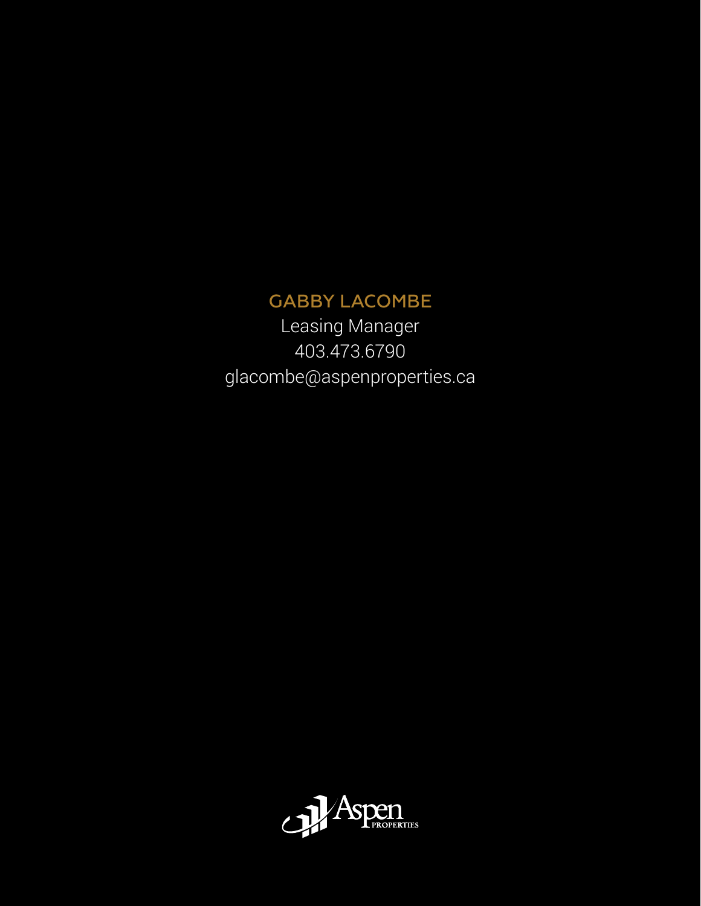GABBY LACOMBE

Leasing Manager

403.473.6790

glacombe@aspenproperties.ca

Aspen PROPERTIES